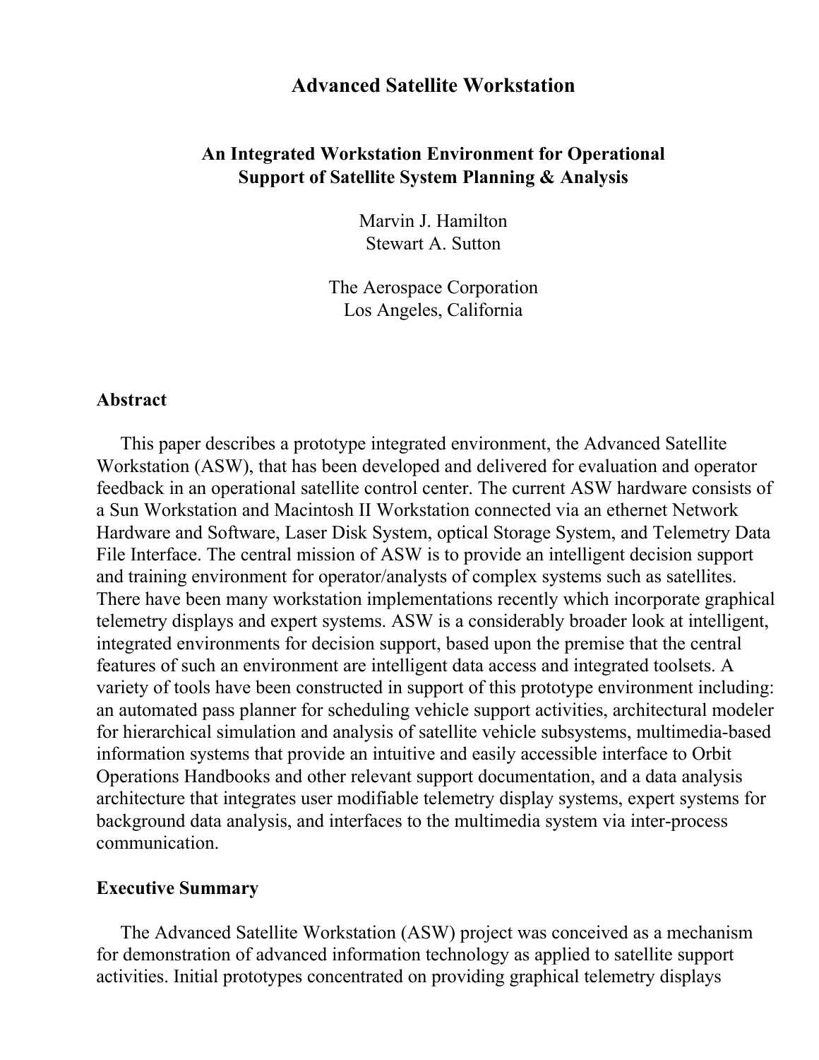# Advanced Satellite Workstation

## An Integrated Workstation Environment for Operational Support of Satellite System Planning & Analysis

Marvin J. Hamilton
Stewart A. Sutton

The Aerospace Corporation
Los Angeles, California

## Abstract

This paper describes a prototype integrated environment, the Advanced Satellite Workstation (ASW), that has been developed and delivered for evaluation and operator feedback in an operational satellite control center. The current ASW hardware consists of a Sun Workstation and Macintosh II Workstation connected via an ethernet Network Hardware and Software, Laser Disk System, optical Storage System, and Telemetry Data File Interface. The central mission of ASW is to provide an intelligent decision support and training environment for operator/analysts of complex systems such as satellites. There have been many workstation implementations recently which incorporate graphical telemetry displays and expert systems. ASW is a considerably broader look at intelligent, integrated environments for decision support, based upon the premise that the central features of such an environment are intelligent data access and integrated toolsets. A variety of tools have been constructed in support of this prototype environment including: an automated pass planner for scheduling vehicle support activities, architectural modeler for hierarchical simulation and analysis of satellite vehicle subsystems, multimedia-based information systems that provide an intuitive and easily accessible interface to Orbit Operations Handbooks and other relevant support documentation, and a data analysis architecture that integrates user modifiable telemetry display systems, expert systems for background data analysis, and interfaces to the multimedia system via inter-process communication.

## Executive Summary

The Advanced Satellite Workstation (ASW) project was conceived as a mechanism for demonstration of advanced information technology as applied to satellite support activities. Initial prototypes concentrated on providing graphical telemetry displays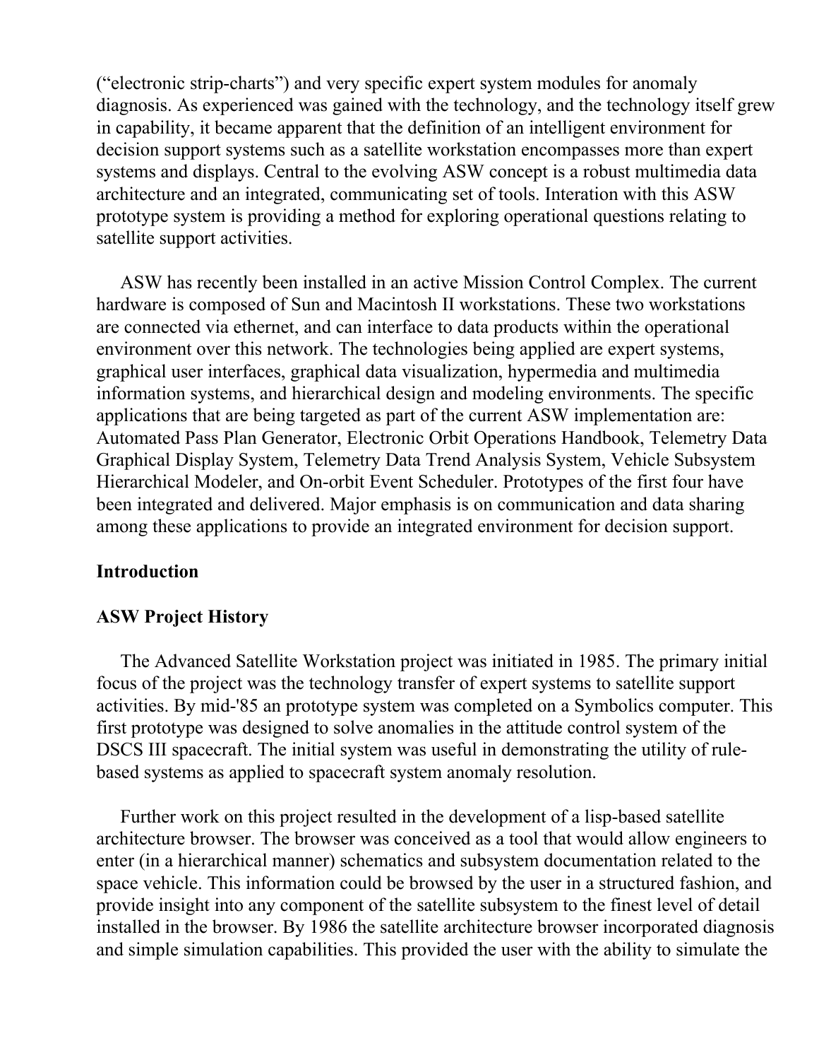("electronic strip-charts") and very specific expert system modules for anomaly diagnosis. As experienced was gained with the technology, and the technology itself grew in capability, it became apparent that the definition of an intelligent environment for decision support systems such as a satellite workstation encompasses more than expert systems and displays. Central to the evolving ASW concept is a robust multimedia data architecture and an integrated, communicating set of tools. Interation with this ASW prototype system is providing a method for exploring operational questions relating to satellite support activities.

ASW has recently been installed in an active Mission Control Complex. The current hardware is composed of Sun and Macintosh II workstations. These two workstations are connected via ethernet, and can interface to data products within the operational environment over this network. The technologies being applied are expert systems, graphical user interfaces, graphical data visualization, hypermedia and multimedia information systems, and hierarchical design and modeling environments. The specific applications that are being targeted as part of the current ASW implementation are: Automated Pass Plan Generator, Electronic Orbit Operations Handbook, Telemetry Data Graphical Display System, Telemetry Data Trend Analysis System, Vehicle Subsystem Hierarchical Modeler, and On-orbit Event Scheduler. Prototypes of the first four have been integrated and delivered. Major emphasis is on communication and data sharing among these applications to provide an integrated environment for decision support.

## Introduction

### ASW Project History

The Advanced Satellite Workstation project was initiated in 1985. The primary initial focus of the project was the technology transfer of expert systems to satellite support activities. By mid-'85 an prototype system was completed on a Symbolics computer. This first prototype was designed to solve anomalies in the attitude control system of the DSCS III spacecraft. The initial system was useful in demonstrating the utility of rule-based systems as applied to spacecraft system anomaly resolution.

Further work on this project resulted in the development of a lisp-based satellite architecture browser. The browser was conceived as a tool that would allow engineers to enter (in a hierarchical manner) schematics and subsystem documentation related to the space vehicle. This information could be browsed by the user in a structured fashion, and provide insight into any component of the satellite subsystem to the finest level of detail installed in the browser. By 1986 the satellite architecture browser incorporated diagnosis and simple simulation capabilities. This provided the user with the ability to simulate the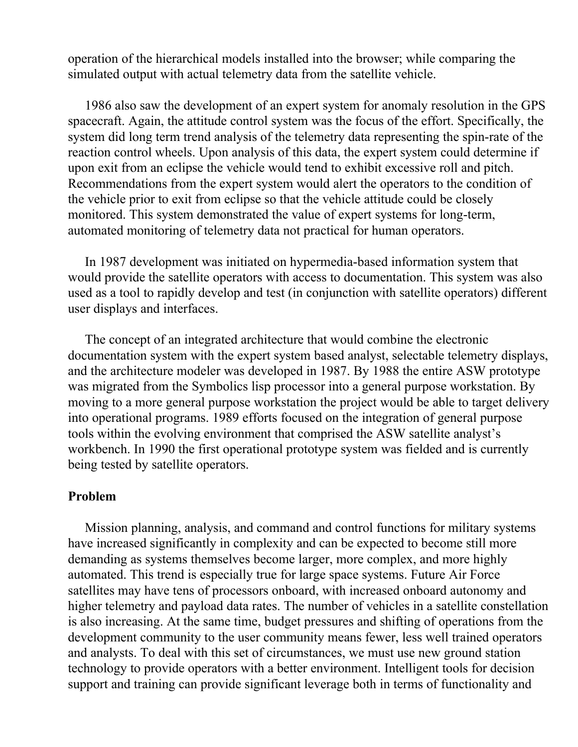operation of the hierarchical models installed into the browser; while comparing the simulated output with actual telemetry data from the satellite vehicle.

1986 also saw the development of an expert system for anomaly resolution in the GPS spacecraft. Again, the attitude control system was the focus of the effort. Specifically, the system did long term trend analysis of the telemetry data representing the spin-rate of the reaction control wheels. Upon analysis of this data, the expert system could determine if upon exit from an eclipse the vehicle would tend to exhibit excessive roll and pitch. Recommendations from the expert system would alert the operators to the condition of the vehicle prior to exit from eclipse so that the vehicle attitude could be closely monitored. This system demonstrated the value of expert systems for long-term, automated monitoring of telemetry data not practical for human operators.

In 1987 development was initiated on hypermedia-based information system that would provide the satellite operators with access to documentation. This system was also used as a tool to rapidly develop and test (in conjunction with satellite operators) different user displays and interfaces.

The concept of an integrated architecture that would combine the electronic documentation system with the expert system based analyst, selectable telemetry displays, and the architecture modeler was developed in 1987. By 1988 the entire ASW prototype was migrated from the Symbolics lisp processor into a general purpose workstation. By moving to a more general purpose workstation the project would be able to target delivery into operational programs. 1989 efforts focused on the integration of general purpose tools within the evolving environment that comprised the ASW satellite analyst's workbench. In 1990 the first operational prototype system was fielded and is currently being tested by satellite operators.

**Problem**

Mission planning, analysis, and command and control functions for military systems have increased significantly in complexity and can be expected to become still more demanding as systems themselves become larger, more complex, and more highly automated. This trend is especially true for large space systems. Future Air Force satellites may have tens of processors onboard, with increased onboard autonomy and higher telemetry and payload data rates. The number of vehicles in a satellite constellation is also increasing. At the same time, budget pressures and shifting of operations from the development community to the user community means fewer, less well trained operators and analysts. To deal with this set of circumstances, we must use new ground station technology to provide operators with a better environment. Intelligent tools for decision support and training can provide significant leverage both in terms of functionality and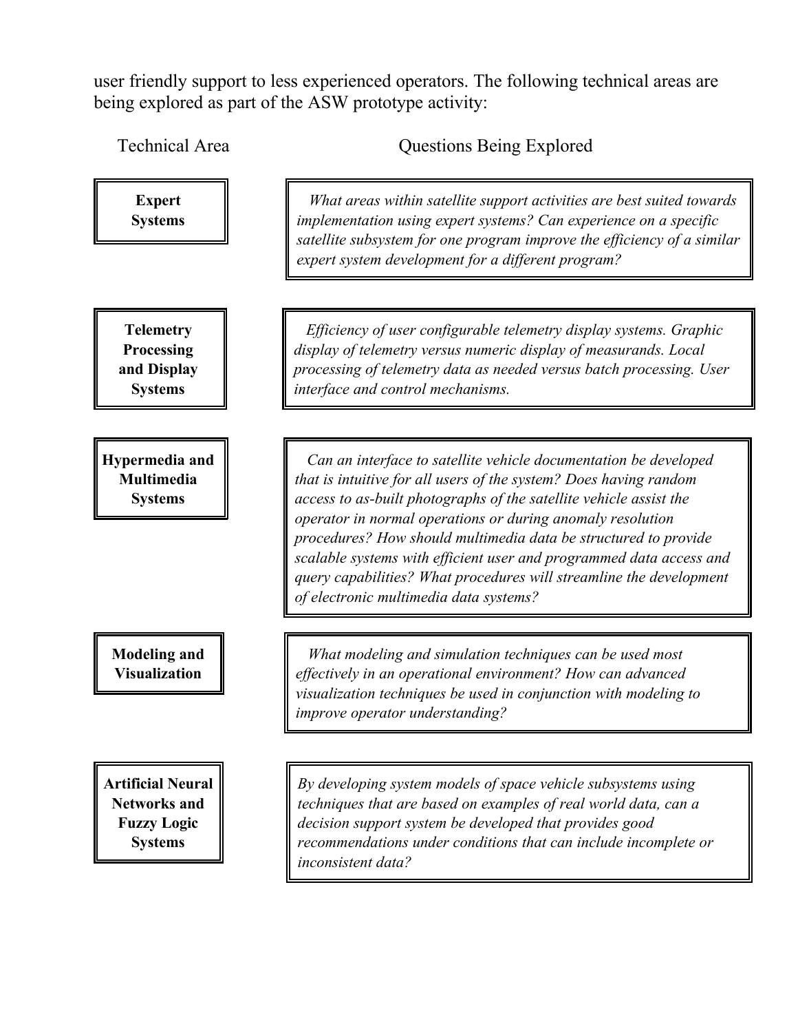user friendly support to less experienced operators. The following technical areas are being explored as part of the ASW prototype activity:

| Technical Area | Questions Being Explored |
| --- | --- |
| **Expert Systems** | *What areas within satellite support activities are best suited towards implementation using expert systems? Can experience on a specific satellite subsystem for one program improve the efficiency of a similar expert system development for a different program?* |
| **Telemetry Processing and Display Systems** | *Efficiency of user configurable telemetry display systems. Graphic display of telemetry versus numeric display of measurands. Local processing of telemetry data as needed versus batch processing. User interface and control mechanisms.* |
| **Hypermedia and Multimedia Systems** | *Can an interface to satellite vehicle documentation be developed that is intuitive for all users of the system? Does having random access to as-built photographs of the satellite vehicle assist the operator in normal operations or during anomaly resolution procedures? How should multimedia data be structured to provide scalable systems with efficient user and programmed data access and query capabilities? What procedures will streamline the development of electronic multimedia data systems?* |
| **Modeling and Visualization** | *What modeling and simulation techniques can be used most effectively in an operational environment? How can advanced visualization techniques be used in conjunction with modeling to improve operator understanding?* |
| **Artificial Neural Networks and Fuzzy Logic Systems** | *By developing system models of space vehicle subsystems using techniques that are based on examples of real world data, can a decision support system be developed that provides good recommendations under conditions that can include incomplete or inconsistent data?* |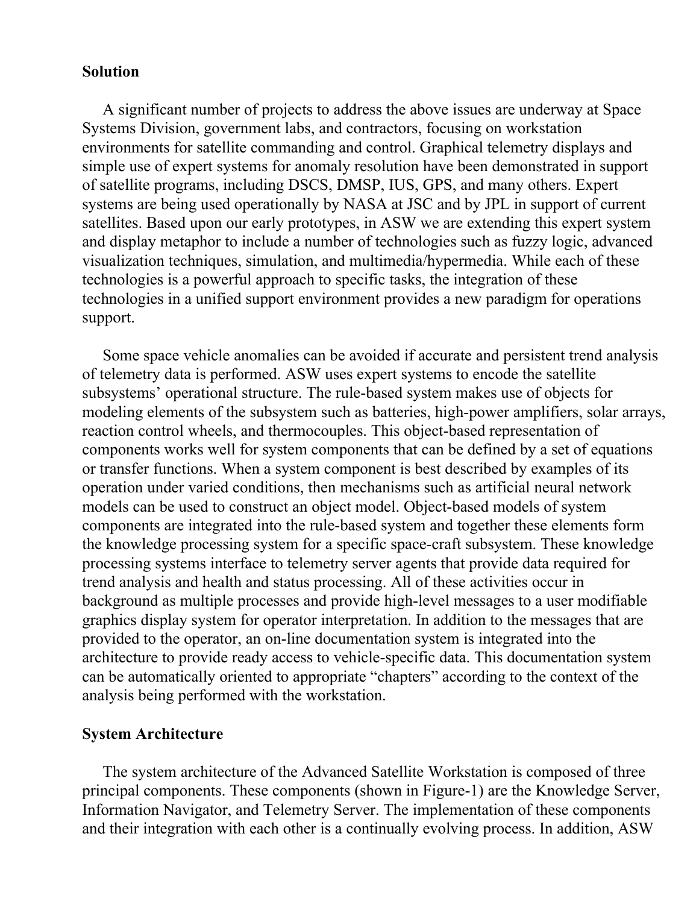## Solution

A significant number of projects to address the above issues are underway at Space Systems Division, government labs, and contractors, focusing on workstation environments for satellite commanding and control. Graphical telemetry displays and simple use of expert systems for anomaly resolution have been demonstrated in support of satellite programs, including DSCS, DMSP, IUS, GPS, and many others. Expert systems are being used operationally by NASA at JSC and by JPL in support of current satellites. Based upon our early prototypes, in ASW we are extending this expert system and display metaphor to include a number of technologies such as fuzzy logic, advanced visualization techniques, simulation, and multimedia/hypermedia. While each of these technologies is a powerful approach to specific tasks, the integration of these technologies in a unified support environment provides a new paradigm for operations support.

Some space vehicle anomalies can be avoided if accurate and persistent trend analysis of telemetry data is performed. ASW uses expert systems to encode the satellite subsystems' operational structure. The rule-based system makes use of objects for modeling elements of the subsystem such as batteries, high-power amplifiers, solar arrays, reaction control wheels, and thermocouples. This object-based representation of components works well for system components that can be defined by a set of equations or transfer functions. When a system component is best described by examples of its operation under varied conditions, then mechanisms such as artificial neural network models can be used to construct an object model. Object-based models of system components are integrated into the rule-based system and together these elements form the knowledge processing system for a specific space-craft subsystem. These knowledge processing systems interface to telemetry server agents that provide data required for trend analysis and health and status processing. All of these activities occur in background as multiple processes and provide high-level messages to a user modifiable graphics display system for operator interpretation. In addition to the messages that are provided to the operator, an on-line documentation system is integrated into the architecture to provide ready access to vehicle-specific data. This documentation system can be automatically oriented to appropriate "chapters" according to the context of the analysis being performed with the workstation.

## System Architecture

The system architecture of the Advanced Satellite Workstation is composed of three principal components. These components (shown in Figure-1) are the Knowledge Server, Information Navigator, and Telemetry Server. The implementation of these components and their integration with each other is a continually evolving process. In addition, ASW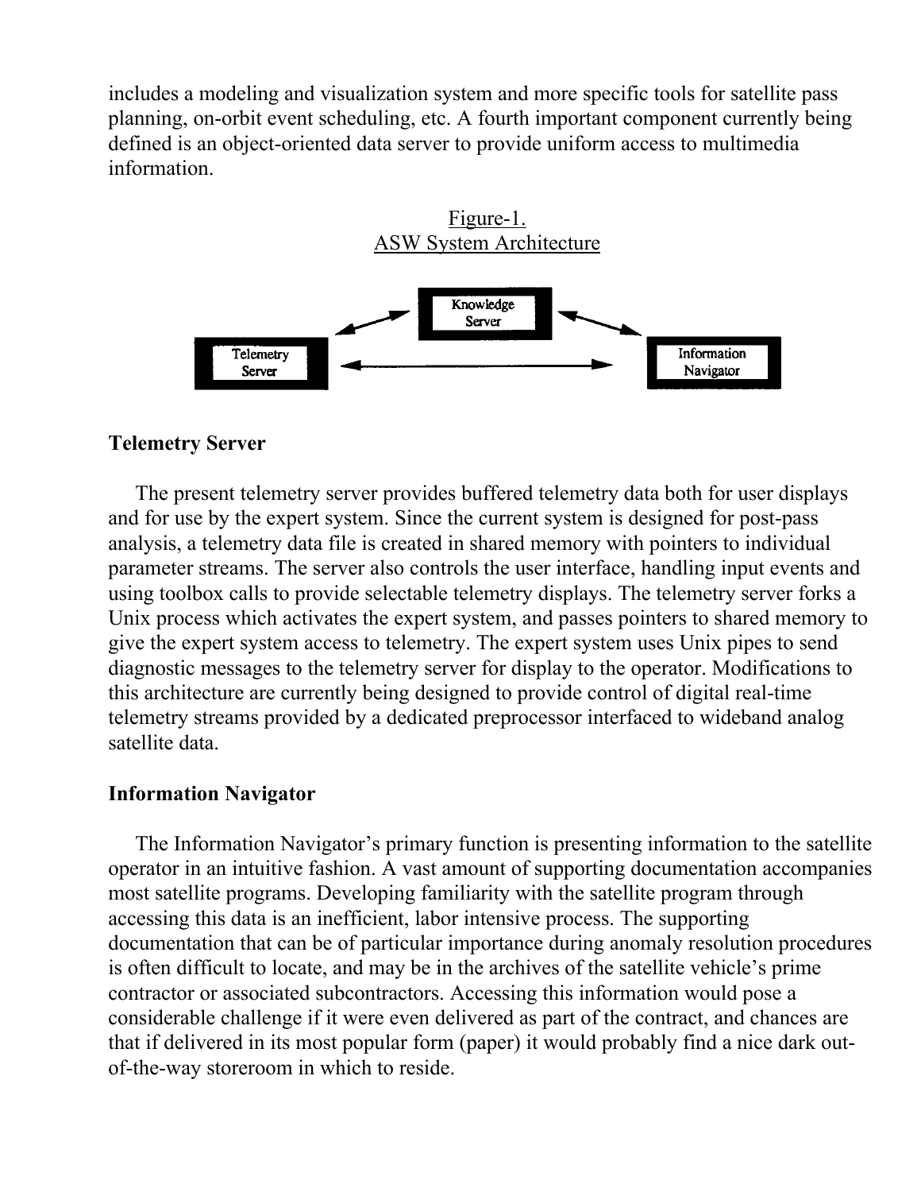includes a modeling and visualization system and more specific tools for satellite pass planning, on-orbit event scheduling, etc. A fourth important component currently being defined is an object-oriented data server to provide uniform access to multimedia information.

Figure-1.
ASW System Architecture

Knowledge Server

Telemetry Server

Information Navigator

## Telemetry Server

The present telemetry server provides buffered telemetry data both for user displays and for use by the expert system. Since the current system is designed for post-pass analysis, a telemetry data file is created in shared memory with pointers to individual parameter streams. The server also controls the user interface, handling input events and using toolbox calls to provide selectable telemetry displays. The telemetry server forks a Unix process which activates the expert system, and passes pointers to shared memory to give the expert system access to telemetry. The expert system uses Unix pipes to send diagnostic messages to the telemetry server for display to the operator. Modifications to this architecture are currently being designed to provide control of digital real-time telemetry streams provided by a dedicated preprocessor interfaced to wideband analog satellite data.

## Information Navigator

The Information Navigator's primary function is presenting information to the satellite operator in an intuitive fashion. A vast amount of supporting documentation accompanies most satellite programs. Developing familiarity with the satellite program through accessing this data is an inefficient, labor intensive process. The supporting documentation that can be of particular importance during anomaly resolution procedures is often difficult to locate, and may be in the archives of the satellite vehicle's prime contractor or associated subcontractors. Accessing this information would pose a considerable challenge if it were even delivered as part of the contract, and chances are that if delivered in its most popular form (paper) it would probably find a nice dark out-of-the-way storeroom in which to reside.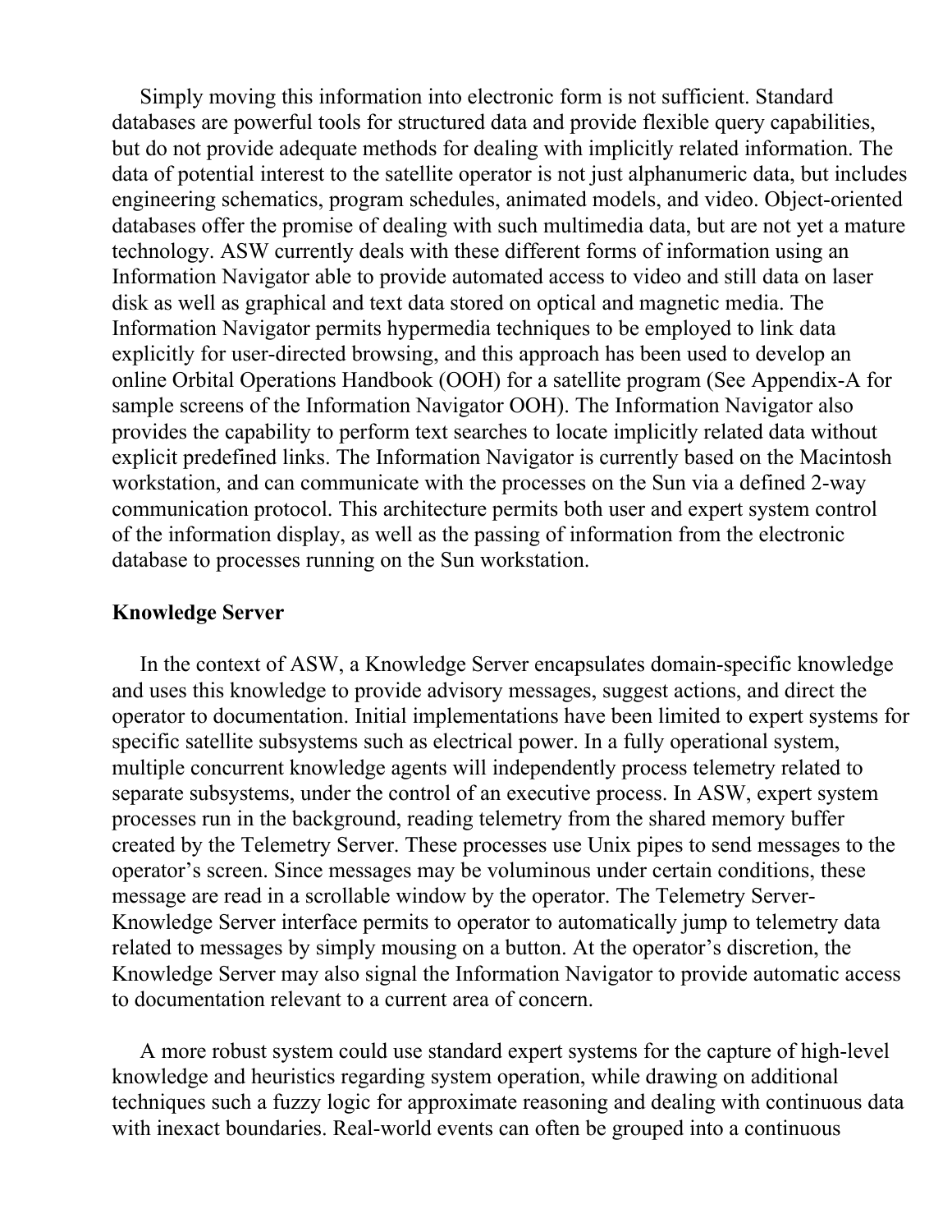Simply moving this information into electronic form is not sufficient. Standard databases are powerful tools for structured data and provide flexible query capabilities, but do not provide adequate methods for dealing with implicitly related information. The data of potential interest to the satellite operator is not just alphanumeric data, but includes engineering schematics, program schedules, animated models, and video. Object-oriented databases offer the promise of dealing with such multimedia data, but are not yet a mature technology. ASW currently deals with these different forms of information using an Information Navigator able to provide automated access to video and still data on laser disk as well as graphical and text data stored on optical and magnetic media. The Information Navigator permits hypermedia techniques to be employed to link data explicitly for user-directed browsing, and this approach has been used to develop an online Orbital Operations Handbook (OOH) for a satellite program (See Appendix-A for sample screens of the Information Navigator OOH). The Information Navigator also provides the capability to perform text searches to locate implicitly related data without explicit predefined links. The Information Navigator is currently based on the Macintosh workstation, and can communicate with the processes on the Sun via a defined 2-way communication protocol. This architecture permits both user and expert system control of the information display, as well as the passing of information from the electronic database to processes running on the Sun workstation.

**Knowledge Server**

In the context of ASW, a Knowledge Server encapsulates domain-specific knowledge and uses this knowledge to provide advisory messages, suggest actions, and direct the operator to documentation. Initial implementations have been limited to expert systems for specific satellite subsystems such as electrical power. In a fully operational system, multiple concurrent knowledge agents will independently process telemetry related to separate subsystems, under the control of an executive process. In ASW, expert system processes run in the background, reading telemetry from the shared memory buffer created by the Telemetry Server. These processes use Unix pipes to send messages to the operator's screen. Since messages may be voluminous under certain conditions, these message are read in a scrollable window by the operator. The Telemetry Server-Knowledge Server interface permits to operator to automatically jump to telemetry data related to messages by simply mousing on a button. At the operator's discretion, the Knowledge Server may also signal the Information Navigator to provide automatic access to documentation relevant to a current area of concern.

A more robust system could use standard expert systems for the capture of high-level knowledge and heuristics regarding system operation, while drawing on additional techniques such a fuzzy logic for approximate reasoning and dealing with continuous data with inexact boundaries. Real-world events can often be grouped into a continuous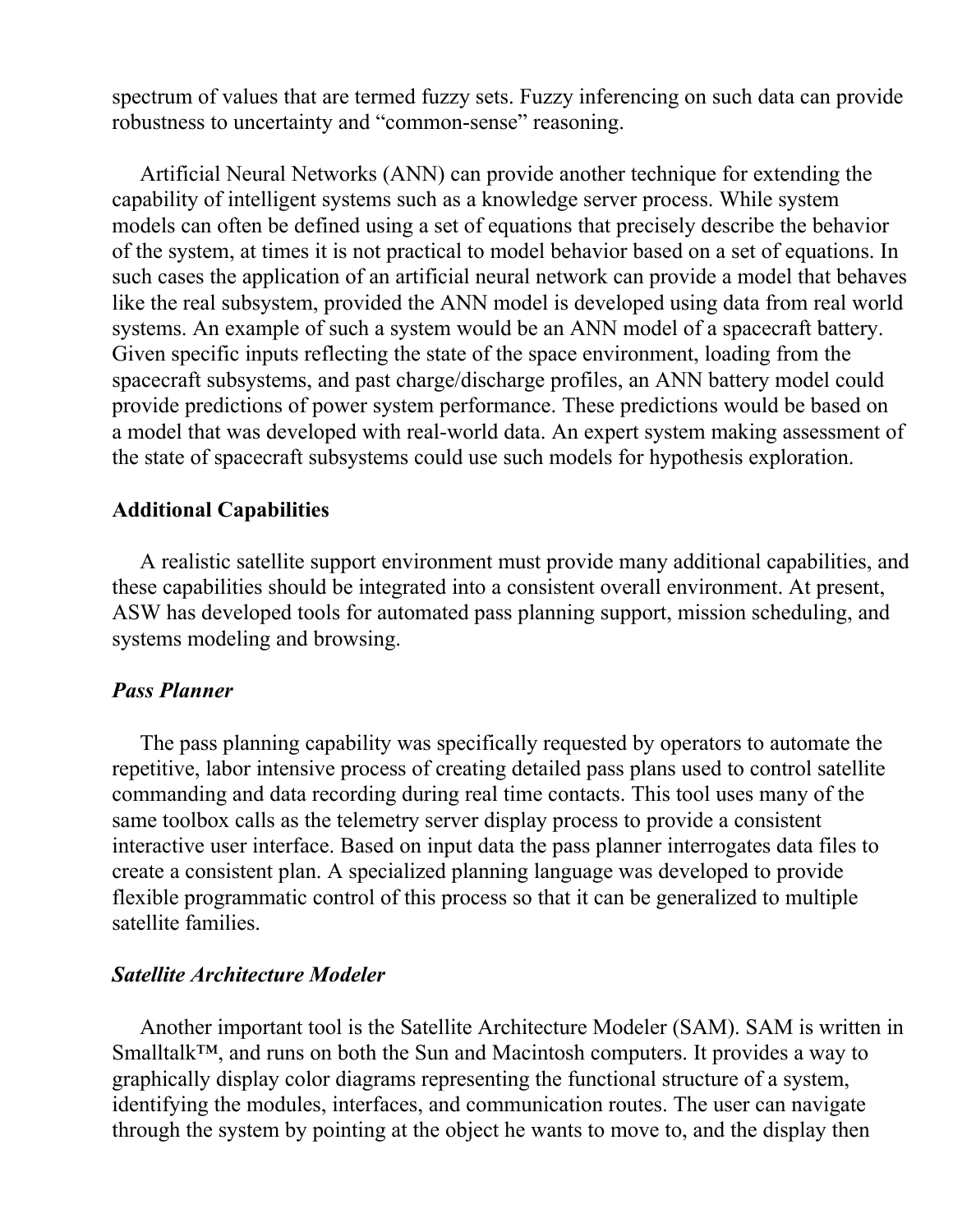spectrum of values that are termed fuzzy sets. Fuzzy inferencing on such data can provide robustness to uncertainty and "common-sense" reasoning.

Artificial Neural Networks (ANN) can provide another technique for extending the capability of intelligent systems such as a knowledge server process. While system models can often be defined using a set of equations that precisely describe the behavior of the system, at times it is not practical to model behavior based on a set of equations. In such cases the application of an artificial neural network can provide a model that behaves like the real subsystem, provided the ANN model is developed using data from real world systems. An example of such a system would be an ANN model of a spacecraft battery. Given specific inputs reflecting the state of the space environment, loading from the spacecraft subsystems, and past charge/discharge profiles, an ANN battery model could provide predictions of power system performance. These predictions would be based on a model that was developed with real-world data. An expert system making assessment of the state of spacecraft subsystems could use such models for hypothesis exploration.

## Additional Capabilities

A realistic satellite support environment must provide many additional capabilities, and these capabilities should be integrated into a consistent overall environment. At present, ASW has developed tools for automated pass planning support, mission scheduling, and systems modeling and browsing.

### *Pass Planner*

The pass planning capability was specifically requested by operators to automate the repetitive, labor intensive process of creating detailed pass plans used to control satellite commanding and data recording during real time contacts. This tool uses many of the same toolbox calls as the telemetry server display process to provide a consistent interactive user interface. Based on input data the pass planner interrogates data files to create a consistent plan. A specialized planning language was developed to provide flexible programmatic control of this process so that it can be generalized to multiple satellite families.

### *Satellite Architecture Modeler*

Another important tool is the Satellite Architecture Modeler (SAM). SAM is written in Smalltalk™, and runs on both the Sun and Macintosh computers. It provides a way to graphically display color diagrams representing the functional structure of a system, identifying the modules, interfaces, and communication routes. The user can navigate through the system by pointing at the object he wants to move to, and the display then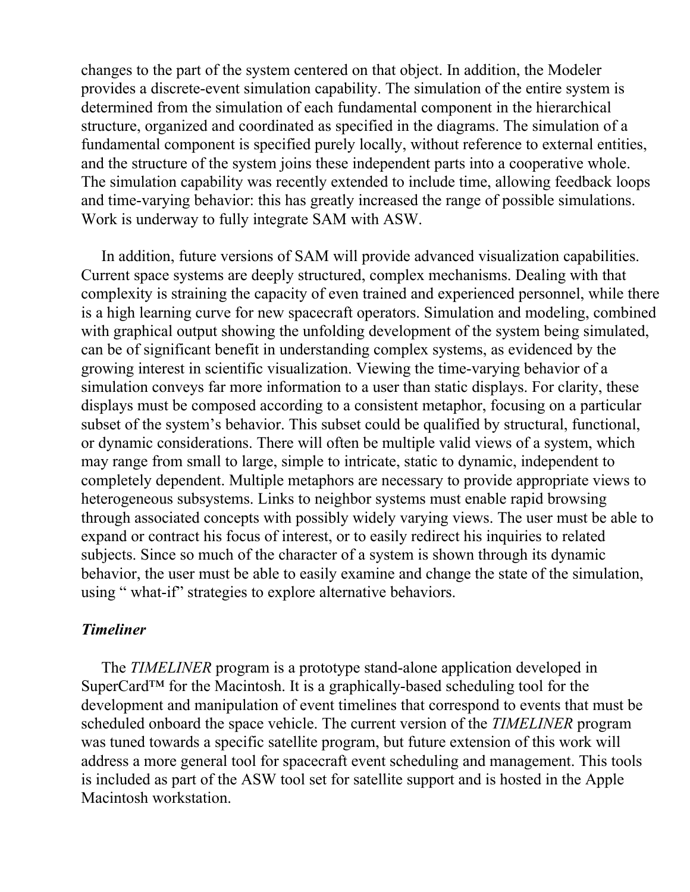changes to the part of the system centered on that object. In addition, the Modeler provides a discrete-event simulation capability. The simulation of the entire system is determined from the simulation of each fundamental component in the hierarchical structure, organized and coordinated as specified in the diagrams. The simulation of a fundamental component is specified purely locally, without reference to external entities, and the structure of the system joins these independent parts into a cooperative whole. The simulation capability was recently extended to include time, allowing feedback loops and time-varying behavior: this has greatly increased the range of possible simulations. Work is underway to fully integrate SAM with ASW.

In addition, future versions of SAM will provide advanced visualization capabilities. Current space systems are deeply structured, complex mechanisms. Dealing with that complexity is straining the capacity of even trained and experienced personnel, while there is a high learning curve for new spacecraft operators. Simulation and modeling, combined with graphical output showing the unfolding development of the system being simulated, can be of significant benefit in understanding complex systems, as evidenced by the growing interest in scientific visualization. Viewing the time-varying behavior of a simulation conveys far more information to a user than static displays. For clarity, these displays must be composed according to a consistent metaphor, focusing on a particular subset of the system's behavior. This subset could be qualified by structural, functional, or dynamic considerations. There will often be multiple valid views of a system, which may range from small to large, simple to intricate, static to dynamic, independent to completely dependent. Multiple metaphors are necessary to provide appropriate views to heterogeneous subsystems. Links to neighbor systems must enable rapid browsing through associated concepts with possibly widely varying views. The user must be able to expand or contract his focus of interest, or to easily redirect his inquiries to related subjects. Since so much of the character of a system is shown through its dynamic behavior, the user must be able to easily examine and change the state of the simulation, using " what-if" strategies to explore alternative behaviors.

### *Timeliner*

The *TIMELINER* program is a prototype stand-alone application developed in SuperCard™ for the Macintosh. It is a graphically-based scheduling tool for the development and manipulation of event timelines that correspond to events that must be scheduled onboard the space vehicle. The current version of the *TIMELINER* program was tuned towards a specific satellite program, but future extension of this work will address a more general tool for spacecraft event scheduling and management. This tools is included as part of the ASW tool set for satellite support and is hosted in the Apple Macintosh workstation.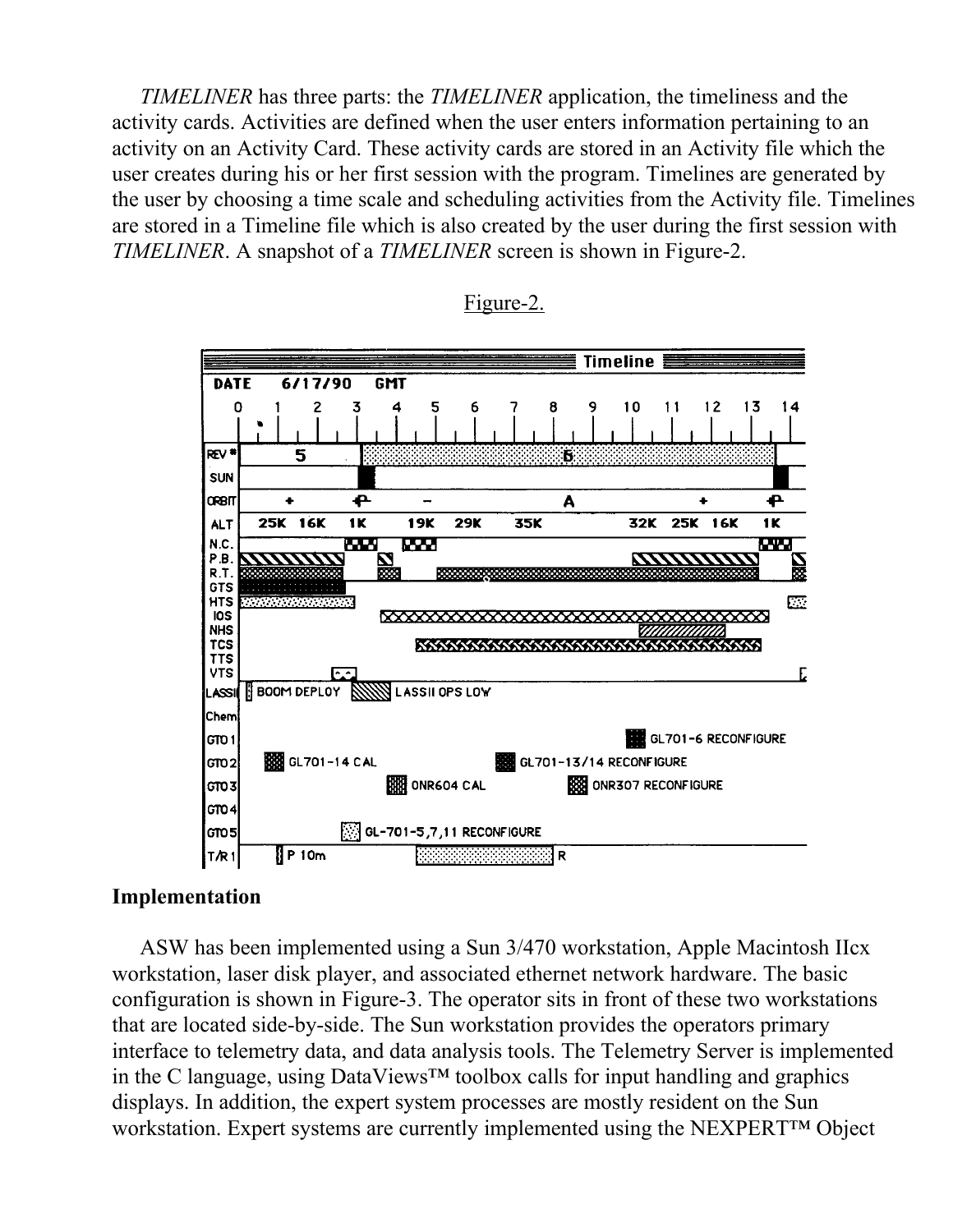*TIMELINER* has three parts: the *TIMELINER* application, the timeliness and the activity cards. Activities are defined when the user enters information pertaining to an activity on an Activity Card. These activity cards are stored in an Activity file which the user creates during his or her first session with the program. Timelines are generated by the user by choosing a time scale and scheduling activities from the Activity file. Timelines are stored in a Timeline file which is also created by the user during the first session with *TIMELINER*. A snapshot of a *TIMELINER* screen is shown in Figure-2.

Figure-2.

## Implementation

ASW has been implemented using a Sun 3/470 workstation, Apple Macintosh IIcx workstation, laser disk player, and associated ethernet network hardware. The basic configuration is shown in Figure-3. The operator sits in front of these two workstations that are located side-by-side. The Sun workstation provides the operators primary interface to telemetry data, and data analysis tools. The Telemetry Server is implemented in the C language, using DataViews™ toolbox calls for input handling and graphics displays. In addition, the expert system processes are mostly resident on the Sun workstation. Expert systems are currently implemented using the NEXPERT™ Object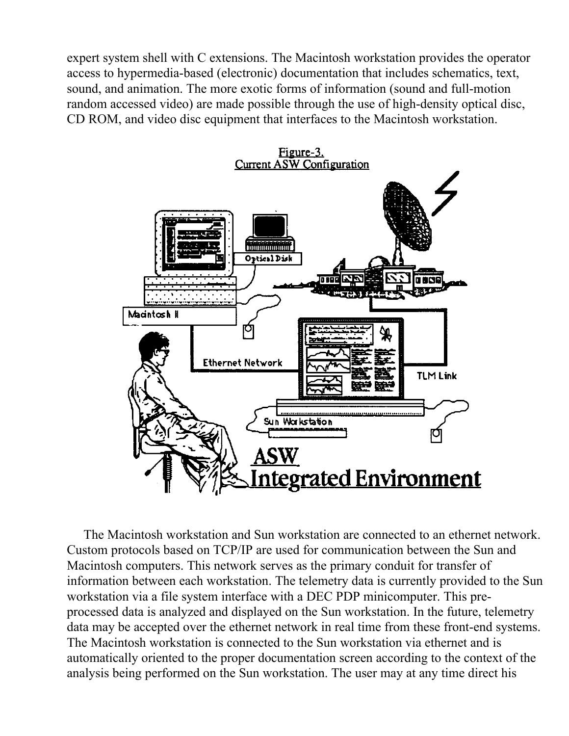expert system shell with C extensions. The Macintosh workstation provides the operator access to hypermedia-based (electronic) documentation that includes schematics, text, sound, and animation. The more exotic forms of information (sound and full-motion random accessed video) are made possible through the use of high-density optical disc, CD ROM, and video disc equipment that interfaces to the Macintosh workstation.

Figure-3.
Current ASW Configuration

The Macintosh workstation and Sun workstation are connected to an ethernet network. Custom protocols based on TCP/IP are used for communication between the Sun and Macintosh computers. This network serves as the primary conduit for transfer of information between each workstation. The telemetry data is currently provided to the Sun workstation via a file system interface with a DEC PDP minicomputer. This pre-processed data is analyzed and displayed on the Sun workstation. In the future, telemetry data may be accepted over the ethernet network in real time from these front-end systems. The Macintosh workstation is connected to the Sun workstation via ethernet and is automatically oriented to the proper documentation screen according to the context of the analysis being performed on the Sun workstation. The user may at any time direct his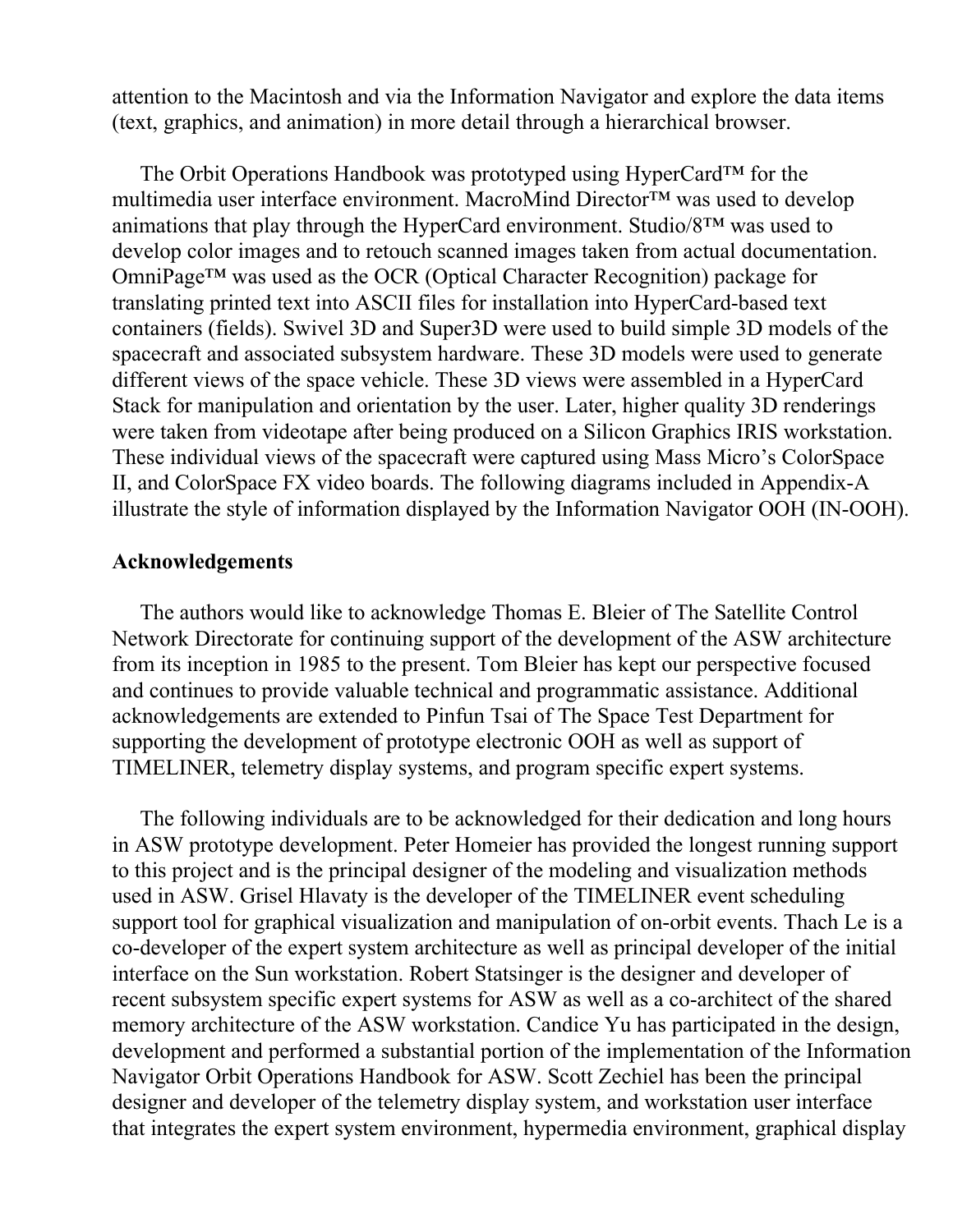attention to the Macintosh and via the Information Navigator and explore the data items (text, graphics, and animation) in more detail through a hierarchical browser.

The Orbit Operations Handbook was prototyped using HyperCard™ for the multimedia user interface environment. MacroMind Director™ was used to develop animations that play through the HyperCard environment. Studio/8™ was used to develop color images and to retouch scanned images taken from actual documentation. OmniPage™ was used as the OCR (Optical Character Recognition) package for translating printed text into ASCII files for installation into HyperCard-based text containers (fields). Swivel 3D and Super3D were used to build simple 3D models of the spacecraft and associated subsystem hardware. These 3D models were used to generate different views of the space vehicle. These 3D views were assembled in a HyperCard Stack for manipulation and orientation by the user. Later, higher quality 3D renderings were taken from videotape after being produced on a Silicon Graphics IRIS workstation. These individual views of the spacecraft were captured using Mass Micro's ColorSpace II, and ColorSpace FX video boards. The following diagrams included in Appendix-A illustrate the style of information displayed by the Information Navigator OOH (IN-OOH).

## Acknowledgements

The authors would like to acknowledge Thomas E. Bleier of The Satellite Control Network Directorate for continuing support of the development of the ASW architecture from its inception in 1985 to the present. Tom Bleier has kept our perspective focused and continues to provide valuable technical and programmatic assistance. Additional acknowledgements are extended to Pinfun Tsai of The Space Test Department for supporting the development of prototype electronic OOH as well as support of TIMELINER, telemetry display systems, and program specific expert systems.

The following individuals are to be acknowledged for their dedication and long hours in ASW prototype development. Peter Homeier has provided the longest running support to this project and is the principal designer of the modeling and visualization methods used in ASW. Grisel Hlavaty is the developer of the TIMELINER event scheduling support tool for graphical visualization and manipulation of on-orbit events. Thach Le is a co-developer of the expert system architecture as well as principal developer of the initial interface on the Sun workstation. Robert Statsinger is the designer and developer of recent subsystem specific expert systems for ASW as well as a co-architect of the shared memory architecture of the ASW workstation. Candice Yu has participated in the design, development and performed a substantial portion of the implementation of the Information Navigator Orbit Operations Handbook for ASW. Scott Zechiel has been the principal designer and developer of the telemetry display system, and workstation user interface that integrates the expert system environment, hypermedia environment, graphical display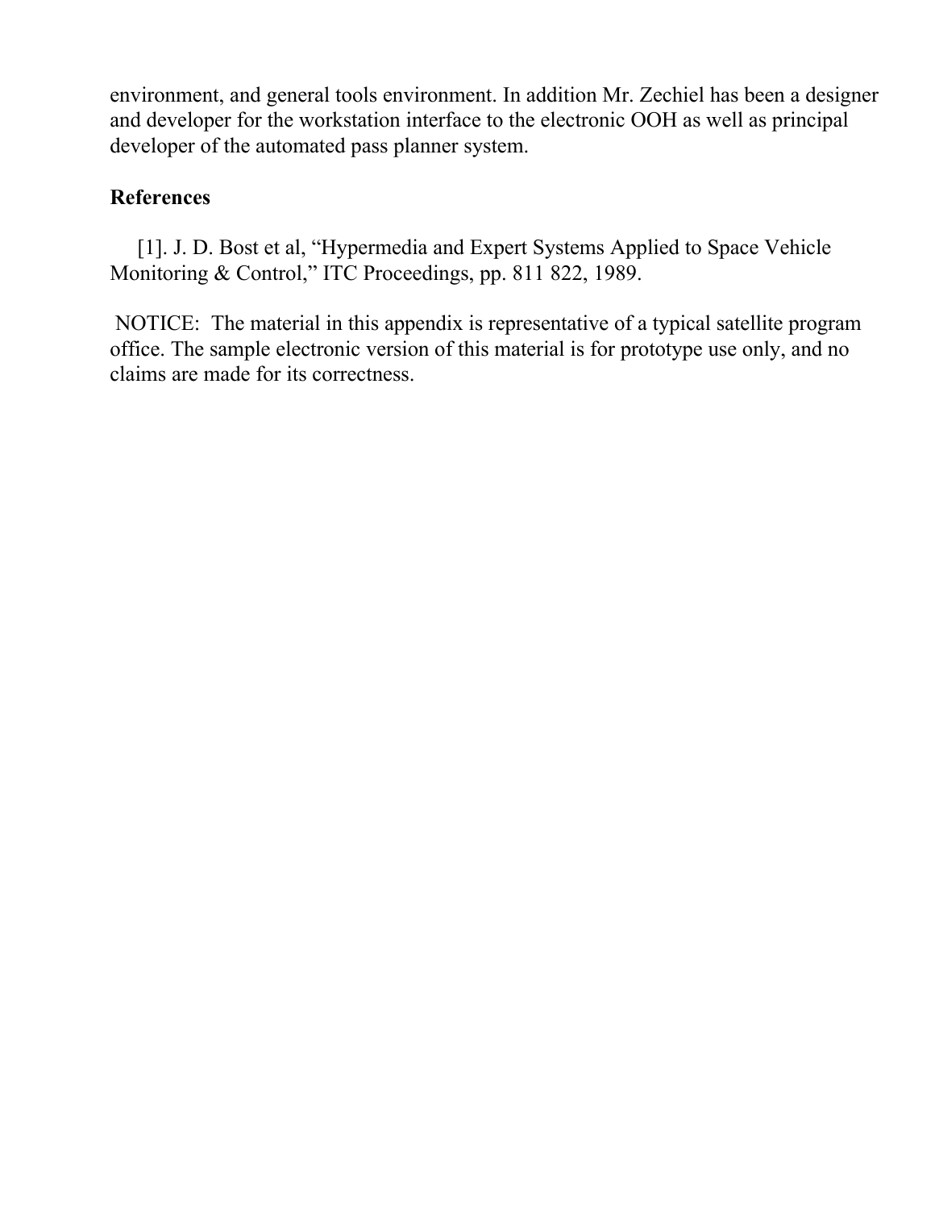environment, and general tools environment. In addition Mr. Zechiel has been a designer and developer for the workstation interface to the electronic OOH as well as principal developer of the automated pass planner system.

## References

[1]. J. D. Bost et al, “Hypermedia and Expert Systems Applied to Space Vehicle Monitoring & Control,” ITC Proceedings, pp. 811 822, 1989.

NOTICE: The material in this appendix is representative of a typical satellite program office. The sample electronic version of this material is for prototype use only, and no claims are made for its correctness.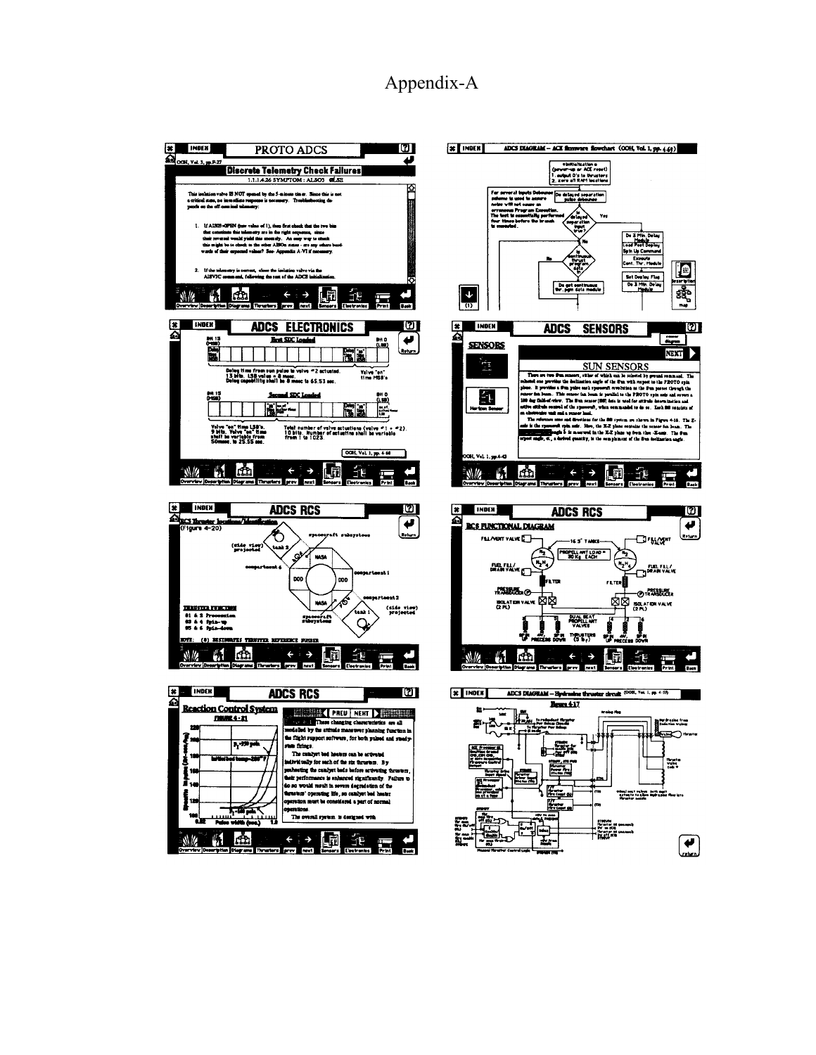# Appendix-A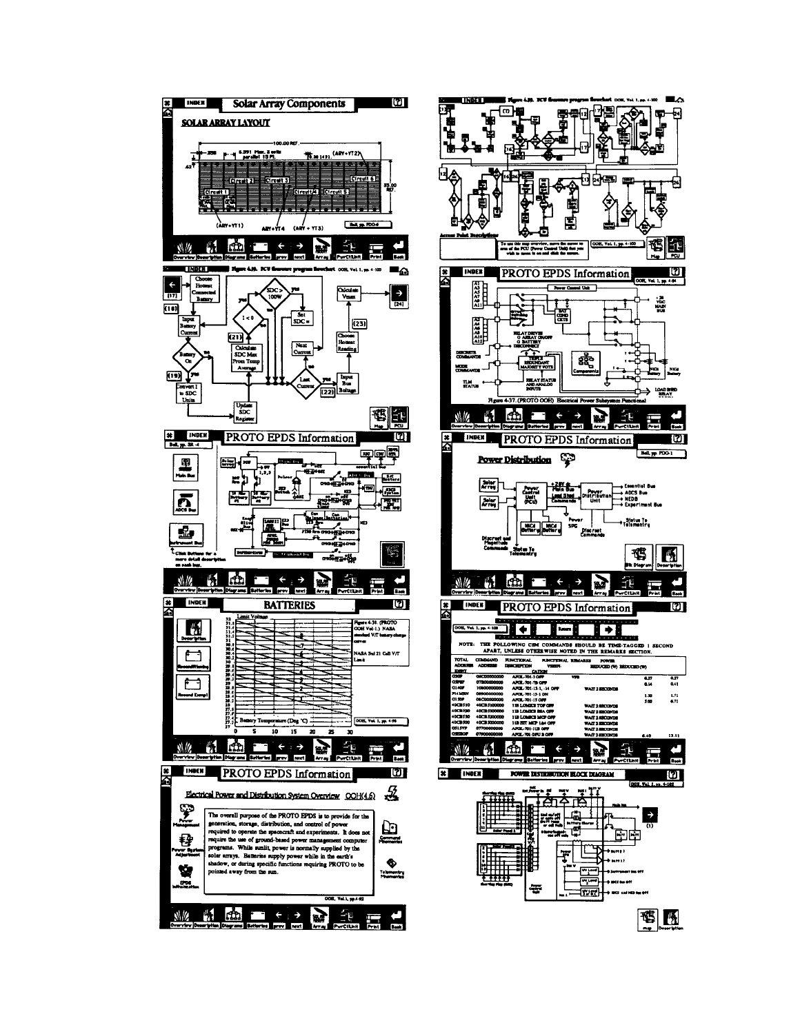## Solar Array Components

**SOLAR ARRAY LAYOUT**

Circuit 1, Circuit 2, Circuit 3, Circuit 4, Circuit 5, Circuit 6

(ARY+YT1) ARY+YT4 (ARY + YT3) (ARY+YT2)

Ball, pp. PDO-6

Overview | Description | Diagrams | Batteries | prev | next | Array | PwrCtlUnit | Print | Back

---

### Figure 4.39. PCU firmware program flowchart OOH, Vol 1, pp. 4-100

Choose Hottest Connected Battery → Input Battery Current → Battery On → Convert I to SDC Units → Update SDC Register

SDC > 100W; I < 0; Calculate SDC Max From Temp Average; Set SDC =; Next Current; Last Current; Input Bus Voltage; Choose Hottest Reading; Calculate Vmax

(17) (18) (19) (21) (22) (23) (24)

Map | PCU

---

### PROTO EPDS Information

Ball, pp. 3R-4

Main Bus | ADCS Bus | Instrument Bus

Click Buttons for a more detail description on each bus.

Overview | Description | Diagrams | Batteries | prev | next | Array | PwrCtlUnit | Print | Back

---

### BATTERIES

Limit Voltage

Figure 4-38 (PROTO OOH Vol-1.) NASA standard V/T battery charge curves

NASA Std 21 Cell V/T Limit

Battery Temperature (Deg °C)

0 5 10 15 20 25 30

OOH, Vol 1, pp. 4-98

Description | Reconditioning | Reconditioning Example

Overview | Description | Diagrams | Batteries | prev | next | Array | PwrCtlUnit | Print | Back

---

### PROTO EPDS Information

**Electrical Power and Distribution System Overview** OOH(4.6)

The overall purpose of the PROTO EPDS is to provide for the generation, storage, distribution, and control of power required to operate the spacecraft and experiments. It does not require the use of ground-based power management computer programs. While sunlit, power is normally supplied by the solar arrays. Batteries supply power while in the earth's shadow, or during specific functions requiring PROTO to be pointed away from the sun.

OOH, Vol 1, pp 4-92

Power Management | Power Systems Adjustment | EPDS Information | Command Mnemonics | Telemetry Mnemonics

Overview | Description | Diagrams | Batteries | prev | next | Array | PwrCtlUnit | Print | Back

---

### Figure 4.39. PCU firmware program flowchart OOH, Vol 1, pp. 4-100

Access Point Descriptions

To use this map overview, move the cursor to area of the PCU (Power Control Unit) that you wish to access in and and click the mouse.

OOH, Vol 1, pp. 4-100

Map | PCU

---

### PROTO EPDS Information

OOH, Vol 1, pp 4-94

Power Control Unit

+28 VDC MAIN BUS

BAT COND CKTS

RELAY DRIVES: ARRAY ON/OFF, BATTERY DISCONNECT

DISCRETE COMMANDS; MODE COMMANDS; TLM STATUS

TRIPLE REDUNDANT MAJORITY VOTE

RELAY STATUS AND ANALOG INPUTS

Components

NiCd Battery; LOAD SHED RELAY

Figure 4-37 (PROTO OOH) Electrical Power Subsystem Functional

Overview | Description | Diagrams | Batteries | prev | next | Array | PwrCtlUnit | Print | Back

---

### PROTO EPDS Information

Ball, pp. PDO-1

**Power Distribution**

Solar Array → Power Control Unit (PCU) → +28V dc Main Bus / Load Shed Commands → Power Distribution Unit → Essential Bus, ADCS Bus, NEDB, Experiment Bus

Status To Telemetry

NiCd Battery; NiCd Battery; Power SPG

Discreet and Magnitude Commands; Discreet Commands; Status To Telemetry

Blk Diagram | Description

Overview | Description | Diagrams | Batteries | prev | next | Array | PwrCtlUnit | Print | Back

---

### PROTO EPDS Information

OOH, Vol 1, pp. 4-108

Return

NOTE: THE FOLLOWING CDM COMMANDS SHOULD BE TIME-TAGGED 1 SECOND APART, UNLESS OTHERWISE NOTED IN THE REMARKS SECTION.

| TOTAL ENTRY | COMMAND ADDRESS | FUNCTIONAL DESCRIPTION | FUNCTIONAL VERIFICATION | REMARKS | POWER REDUCED (W) | REDUCED (W) |
|---|---|---|---|---|---|---|
| C06F | 06C00000000 | APOL-701-5 OFF | VFS | | 0.27 | 0.27 |
| C07SF | 07B00000000 | APOL-701-7B OFF | | | 0.14 | 0.41 |
| C14OF | 10800000000 | APOL-701-13-1,-14 OFF | | WAIT 2 SECONDS | | |
| P14MSN | 06900000000 | APOL-701-13-1 ON | | | 1.30 | 1.71 |
| C15OF | 08C00000000 | APOL-701-15 OFF | | | 5.00 | 6.71 |
| 40CB310 | 40CB3100000 | 1IB LOMICS TOP OFF | | WAIT 2 SECONDS | | |
| 40CB320 | 40CB3200000 | 1IB LOMICS BBA OFF | | WAIT 2 SECONDS | | |
| 40CB330 | 40CB3300000 | 1IB LOMICS MCP OFF | | WAIT 2 SECONDS | | |
| 40CB300 | 40CB3000000 | 1IB EXT MCP 1&4 OFF | | WAIT 2 SECONDS | | |
| C011SVF | 07700000000 | APOL-701-11B OFF | | WAIT 2 SECONDS | | |
| C08DOF | 07900000000 | APOL-701 DPU B OFF | | WAIT 2 SECONDS | 6.40 | 13.11 |

Overview | Description | Diagrams | Batteries | prev | next | Array | PwrCtlUnit | Print | Back

---

### POWER DISTRIBUTION BLOCK DIAGRAM

OOH, Vol 1, pp. 4-102

Solar Panel 1; Solar Panel 2; Power control unit; Battery Charge; Main bus; Instrument bus off; ADCS bus off; ADCS and NED bus off

map | Description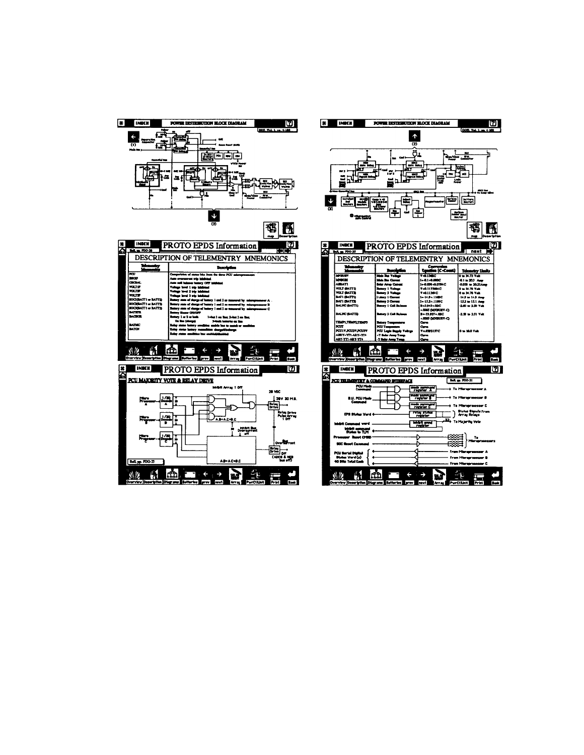POWER DISTRIBUTION BLOCK DIAGRAM

POWER DISTRIBUTION BLOCK DIAGRAM

PROTO EPDS Information

DESCRIPTION OF TELEMETRY MNEMONICS

| Telemetry Mnemonics | Description |
| --- | --- |
| PCU | Comparison of status bits from the three PCU microprocessors |
| BBOIP | Auto overcurrent trip inhibited |
| CBCBAL | Auto cell balance battery OFF inhibited |
| VOLT1F | Voltage level 1 trip inhibited |
| VOLT2F | Voltage level 2 trip inhibited |
| VOLT3F | Voltage level 3 trip inhibited |
| SOC(BATT1 or BATT2) | Battery state of charge of battery 1 and 2 as measured by microprocessor A |
| SOC(BATT1 or BATT2) | Battery state of charge of battery 1 and 2 as measured by microprocessor B |
| SOC(BATT1 or BATT2) | Battery state of charge of battery 1 and 2 as measured by microprocessor C |
| BATHTR | Battery Heater ON/OFF |
| BACHGR | Battery 1 or 2 or both On line (charge) |
| BATMC | Relay status battery condition enable bus to match or condition |
| BATCH | Relay status battery reconditions charge/discharge |
| | Relay status condition bus enable/disabled |

PROTO EPDS Information

DESCRIPTION OF TELEMETRY MNEMONICS

| Telemetry Mnemonics | Description | Conversion Equation (C=Count) | Telemetry Limits |
| --- | --- | --- | --- |
| MNBUSV | Main Bus Voltage | V=0.138C | 0 to 34.72 Volt |
| MNBUSI | Main Bus Current | I=-0.1+0.080C | -0.1 to 20.3 Amp |
| ARRAYI | Solar Array Current | I=-0.028+0.0794C | -0.028 to 20.21Amp |
| VOLT (BATT1) | Battery 1 Voltage | V=0.1153464C | 0 to 34.78 Volt |
| VOLT (BATT2) | Battery 2 Voltage | V=0.1136C | 0 to 34.78 Volt |
| BAT1 (BATT1) | Battery 1 Current | I=-14.9+.1168C | -14.9 to 14.9 Amp |
| BAT1 (BATT2) | Battery 2 Current | I=-15.2+.1189C | -15.2 to 15.1 Amp |
| BALNC (BATT1) | Battery 1 Cell Balance | B=2.543+.020C +.0265 (MNBUSV-C) | -2.40 to 2.59 Volt |
| BALNC (BATT2) | Battery 2 Cell Balance | B=-22.927+.020C +.0265 (MNBUSV-C) | -2.39 to 2.51 Volt |
| TEMP1,TEMP2,TEMP3 | Battery Temperature | Curve | |
| PCUT | PCU Temperature | Curve | |
| PCU1V,PCU2V,PCU3V | PCU Logic Supply Voltage | V=.0392157C | 0 to 10.0 Volt |
| ARY-Y1-ARY-Y74 | -Y Solar Array Temp. | Curve | |
| ARY-Y1-ARY-Y74 | -Y Solar Array Temp. | Curve | |

PROTO EPDS Information

PCU MAJORITY VOTE & RELAY DRIVE

PROTO EPDS Information

PCU TELEMETRY & COMMAND INTERFACE